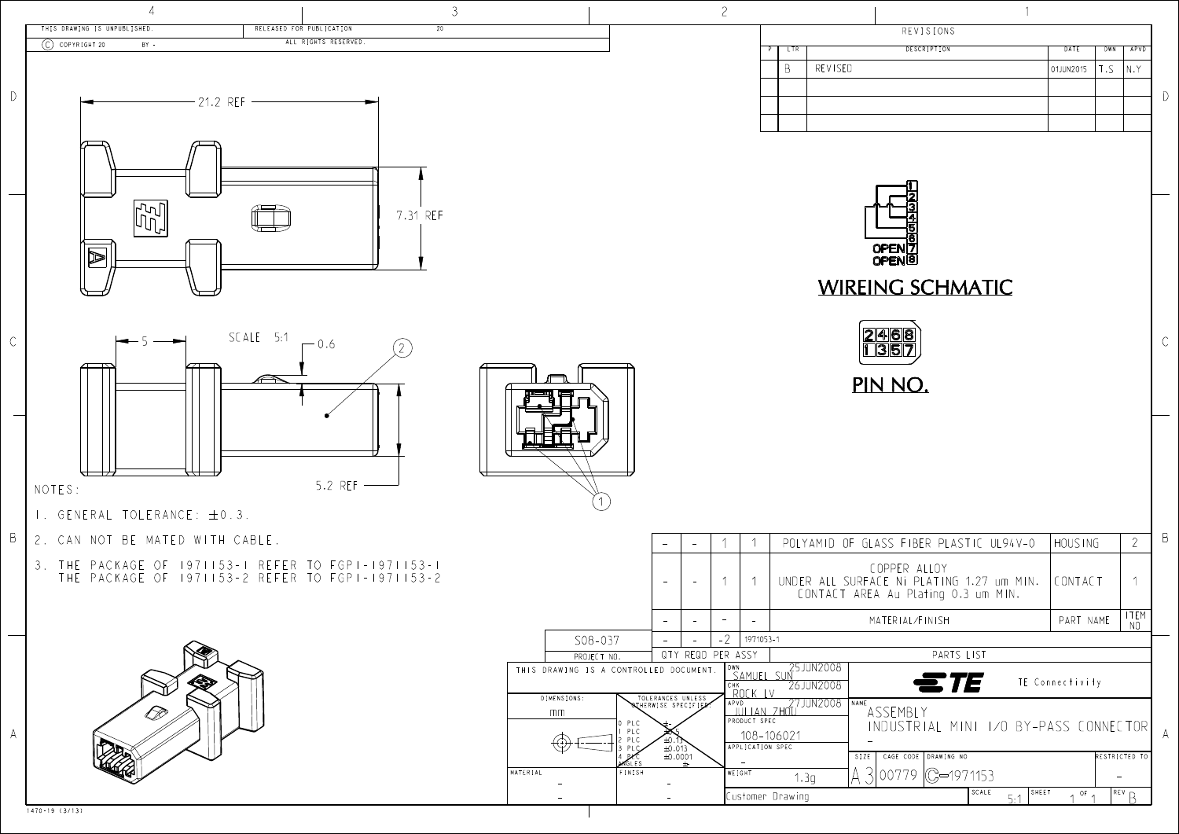THIS DRAWING IS UNPUBLISHED. © COPYRIGHT 20 BY -

RELEASED FOR PUBLICATION 20 ALL RIGHTS RESERVED.

## REVISIONS

| P | LTR | DESCRIPTION | DATE | DWN | APVD |
|---|---|---|---|---|---|
| | B | REVISED | 01JUN2015 | T.S | N.Y |

21.2 REF

7.31 REF

SCALE 5:1

5

0.6

5.2 REF

WIREING SCHMATIC

OPEN 7
OPEN 8

PIN NO.

| 2 | 4 | 6 | 8 |
|---|---|---|---|
| 1 | 3 | 5 | 7 |

NOTES:

1. GENERAL TOLERANCE: ±0.3.
2. CAN NOT BE MATED WITH CABLE.
3. THE PACKAGE OF 1971153-1 REFER TO FGP1-1971153-1
   THE PACKAGE OF 1971153-2 REFER TO FGP1-1971153-2

| | | | | MATERIAL/FINISH | PART NAME | ITEM NO |
|---|---|---|---|---|---|---|
| - | - | 1 | 1 | POLYAMID OF GLASS FIBER PLASTIC UL94V-0 | HOUSING | 2 |
| - | - | 1 | 1 | COPPER ALLOY UNDER ALL SURFACE Ni PLATING 1.27 um MIN. CONTACT AREA Au Plating 0.3 um MIN. | CONTACT | 1 |
| - | - | - | - | MATERIAL/FINISH | PART NAME | ITEM NO |
| - | - | -2 | 1971053-1 | PARTS LIST | | |

QTY REQD PER ASSY

S08-037 PROJECT NO.

THIS DRAWING IS A CONTROLLED DOCUMENT.

DIMENSIONS: mm

TOLERANCES UNLESS OTHERWISE SPECIFIED:
0 PLC ±-
1 PLC ±0.5
2 PLC ±0.13
3 PLC ±0.013
4 PLC ±0.0001
ANGLES ±-

MATERIAL -
FINISH -

DWN SAMUEL SUN 25JUN2008
CHK ROCK LV 26JUN2008
APVD JULIAN ZHOU 27JUN2008
PRODUCT SPEC 108-106021
APPLICATION SPEC -
WEIGHT 1.3g

Customer Drawing

TE Connectivity

NAME ASSEMBLY INDUSTRIAL MINI I/O BY-PASS CONNECTOR

SIZE A3 CAGE CODE 00779 DRAWING NO C-1971153 RESTRICTED TO -

SCALE 5:1 SHEET 1 OF 1 REV B

1470-19 (3/13)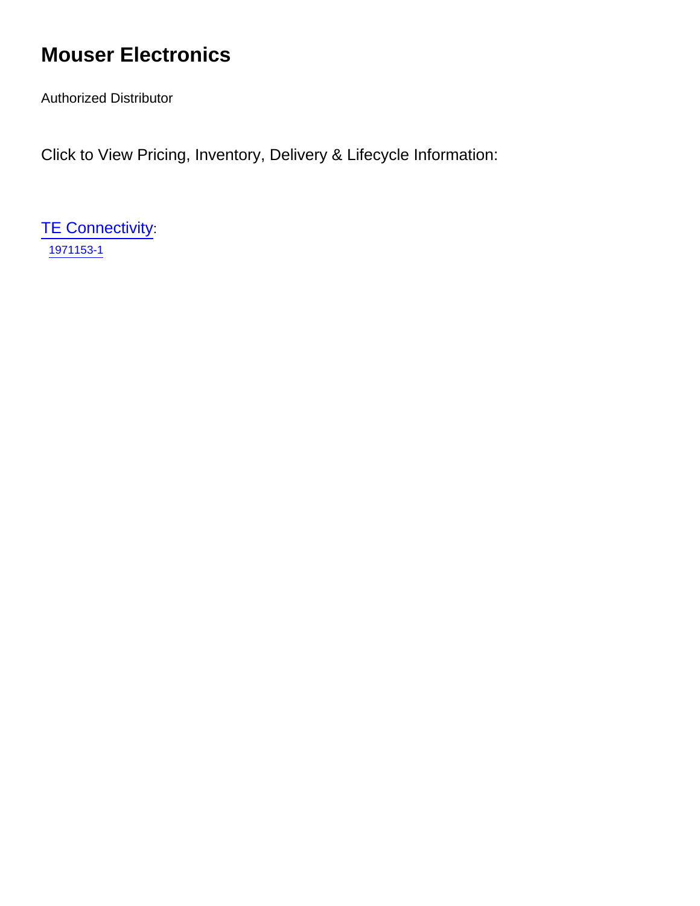# Mouser Electronics

Authorized Distributor

Click to View Pricing, Inventory, Delivery & Lifecycle Information:

TE Connectivity:

1971153-1